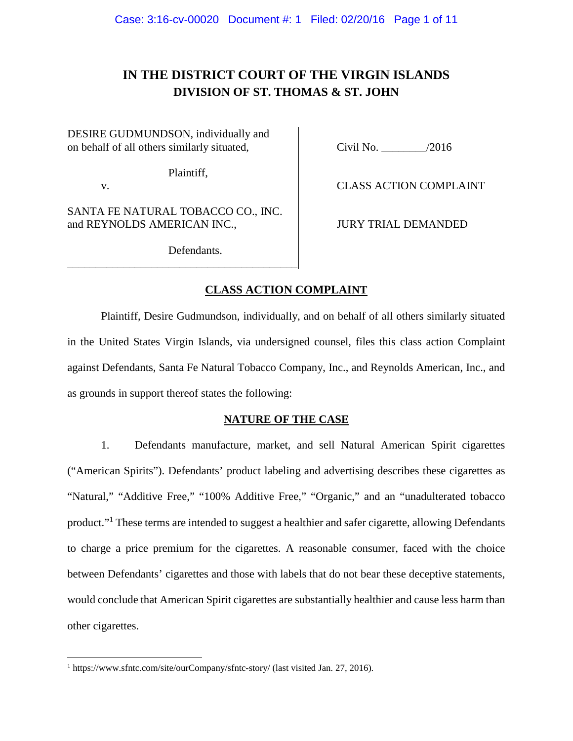# IN THE DISTRICT COURT OF THE VIRGIN ISLANDS
## DIVISION OF ST. THOMAS & ST. JOHN

DESIRE GUDMUNDSON, individually and on behalf of all others similarly situated,

Plaintiff,

v.

SANTA FE NATURAL TOBACCO CO., INC. and REYNOLDS AMERICAN INC.,

Defendants.

Civil No. ________/2016

CLASS ACTION COMPLAINT

JURY TRIAL DEMANDED

## CLASS ACTION COMPLAINT

Plaintiff, Desire Gudmundson, individually, and on behalf of all others similarly situated in the United States Virgin Islands, via undersigned counsel, files this class action Complaint against Defendants, Santa Fe Natural Tobacco Company, Inc., and Reynolds American, Inc., and as grounds in support thereof states the following:

## NATURE OF THE CASE

1. Defendants manufacture, market, and sell Natural American Spirit cigarettes ("American Spirits"). Defendants' product labeling and advertising describes these cigarettes as "Natural," "Additive Free," "100% Additive Free," "Organic," and an "unadulterated tobacco product."[1] These terms are intended to suggest a healthier and safer cigarette, allowing Defendants to charge a price premium for the cigarettes. A reasonable consumer, faced with the choice between Defendants' cigarettes and those with labels that do not bear these deceptive statements, would conclude that American Spirit cigarettes are substantially healthier and cause less harm than other cigarettes.

[1] https://www.sfntc.com/site/ourCompany/sfntc-story/ (last visited Jan. 27, 2016).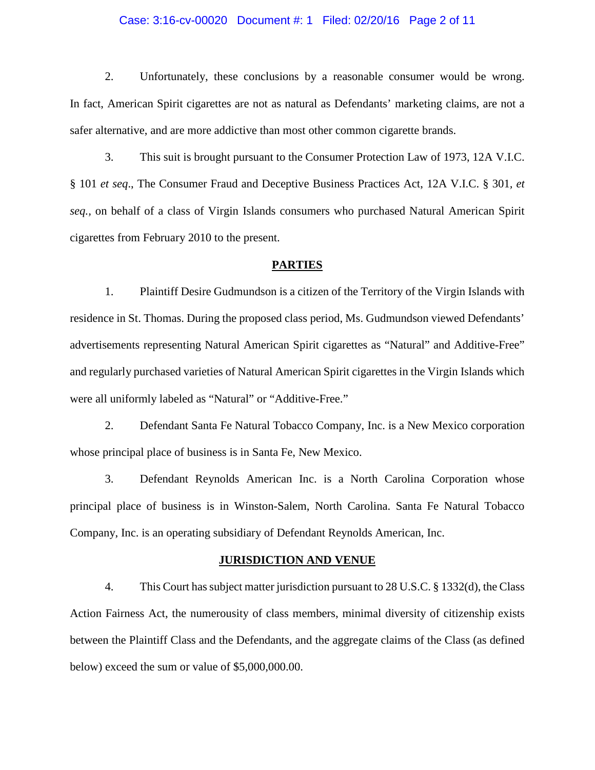2. Unfortunately, these conclusions by a reasonable consumer would be wrong. In fact, American Spirit cigarettes are not as natural as Defendants' marketing claims, are not a safer alternative, and are more addictive than most other common cigarette brands.

3. This suit is brought pursuant to the Consumer Protection Law of 1973, 12A V.I.C. § 101 *et seq*., The Consumer Fraud and Deceptive Business Practices Act, 12A V.I.C. § 301, *et seq.*, on behalf of a class of Virgin Islands consumers who purchased Natural American Spirit cigarettes from February 2010 to the present.

## PARTIES

1. Plaintiff Desire Gudmundson is a citizen of the Territory of the Virgin Islands with residence in St. Thomas. During the proposed class period, Ms. Gudmundson viewed Defendants' advertisements representing Natural American Spirit cigarettes as "Natural" and Additive-Free" and regularly purchased varieties of Natural American Spirit cigarettes in the Virgin Islands which were all uniformly labeled as "Natural" or "Additive-Free."

2. Defendant Santa Fe Natural Tobacco Company, Inc. is a New Mexico corporation whose principal place of business is in Santa Fe, New Mexico.

3. Defendant Reynolds American Inc. is a North Carolina Corporation whose principal place of business is in Winston-Salem, North Carolina. Santa Fe Natural Tobacco Company, Inc. is an operating subsidiary of Defendant Reynolds American, Inc.

## JURISDICTION AND VENUE

4. This Court has subject matter jurisdiction pursuant to 28 U.S.C. § 1332(d), the Class Action Fairness Act, the numerousity of class members, minimal diversity of citizenship exists between the Plaintiff Class and the Defendants, and the aggregate claims of the Class (as defined below) exceed the sum or value of $5,000,000.00.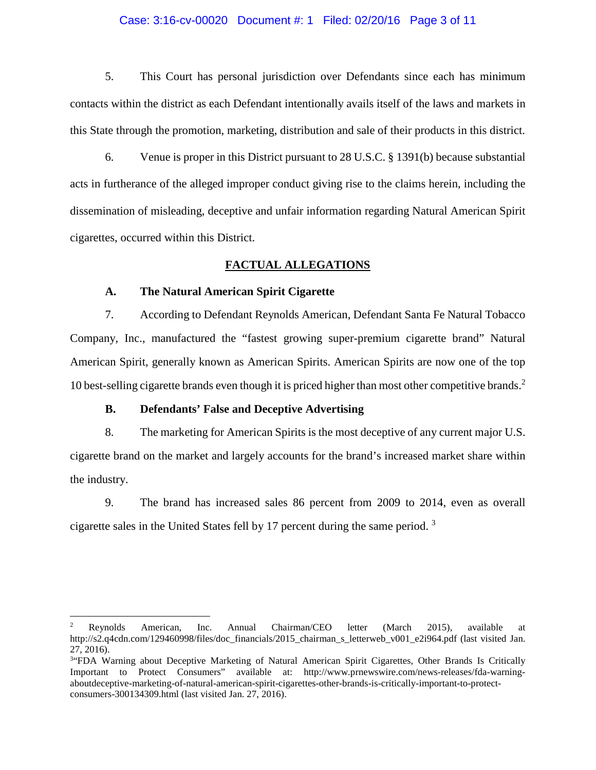5. This Court has personal jurisdiction over Defendants since each has minimum contacts within the district as each Defendant intentionally avails itself of the laws and markets in this State through the promotion, marketing, distribution and sale of their products in this district.

6. Venue is proper in this District pursuant to 28 U.S.C. § 1391(b) because substantial acts in furtherance of the alleged improper conduct giving rise to the claims herein, including the dissemination of misleading, deceptive and unfair information regarding Natural American Spirit cigarettes, occurred within this District.

## FACTUAL ALLEGATIONS

### A. The Natural American Spirit Cigarette

7. According to Defendant Reynolds American, Defendant Santa Fe Natural Tobacco Company, Inc., manufactured the "fastest growing super-premium cigarette brand" Natural American Spirit, generally known as American Spirits. American Spirits are now one of the top 10 best-selling cigarette brands even though it is priced higher than most other competitive brands.[2]

### B. Defendants' False and Deceptive Advertising

8. The marketing for American Spirits is the most deceptive of any current major U.S. cigarette brand on the market and largely accounts for the brand's increased market share within the industry.

9. The brand has increased sales 86 percent from 2009 to 2014, even as overall cigarette sales in the United States fell by 17 percent during the same period. [3]

---

[2] Reynolds American, Inc. Annual Chairman/CEO letter (March 2015), available at http://s2.q4cdn.com/129460998/files/doc_financials/2015_chairman_s_letterweb_v001_e2i964.pdf (last visited Jan. 27, 2016).

[3] "FDA Warning about Deceptive Marketing of Natural American Spirit Cigarettes, Other Brands Is Critically Important to Protect Consumers" available at: http://www.prnewswire.com/news-releases/fda-warning-aboutdeceptive-marketing-of-natural-american-spirit-cigarettes-other-brands-is-critically-important-to-protect-consumers-300134309.html (last visited Jan. 27, 2016).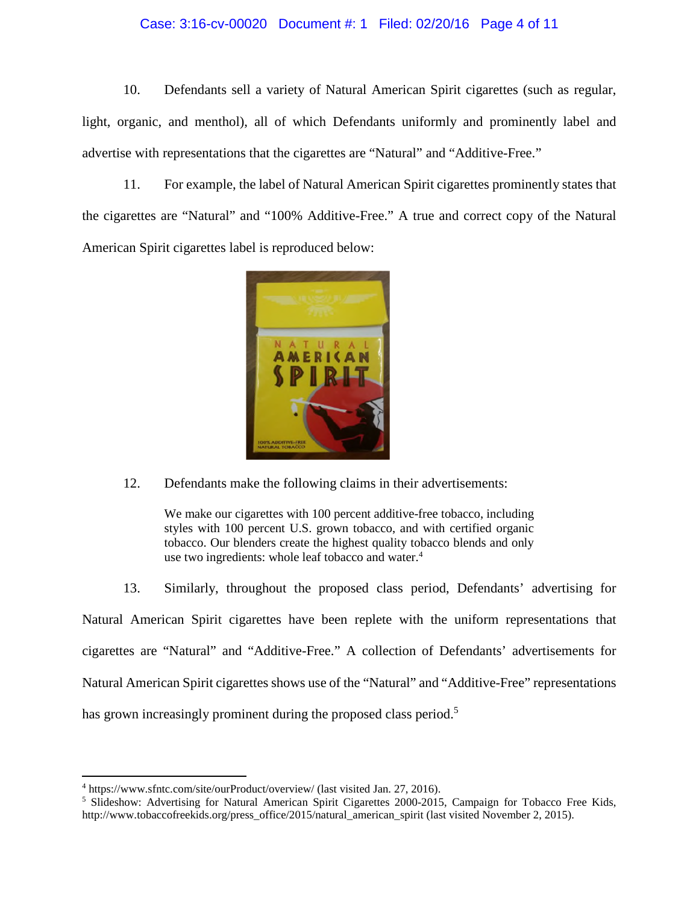10. Defendants sell a variety of Natural American Spirit cigarettes (such as regular, light, organic, and menthol), all of which Defendants uniformly and prominently label and advertise with representations that the cigarettes are "Natural" and "Additive-Free."

11. For example, the label of Natural American Spirit cigarettes prominently states that the cigarettes are "Natural" and "100% Additive-Free." A true and correct copy of the Natural American Spirit cigarettes label is reproduced below:

12. Defendants make the following claims in their advertisements:

> We make our cigarettes with 100 percent additive-free tobacco, including styles with 100 percent U.S. grown tobacco, and with certified organic tobacco. Our blenders create the highest quality tobacco blends and only use two ingredients: whole leaf tobacco and water.[4]

13. Similarly, throughout the proposed class period, Defendants' advertising for Natural American Spirit cigarettes have been replete with the uniform representations that cigarettes are "Natural" and "Additive-Free." A collection of Defendants' advertisements for Natural American Spirit cigarettes shows use of the "Natural" and "Additive-Free" representations has grown increasingly prominent during the proposed class period.[5]

---

[4] https://www.sfntc.com/site/ourProduct/overview/ (last visited Jan. 27, 2016).

[5] Slideshow: Advertising for Natural American Spirit Cigarettes 2000-2015, Campaign for Tobacco Free Kids, http://www.tobaccofreekids.org/press_office/2015/natural_american_spirit (last visited November 2, 2015).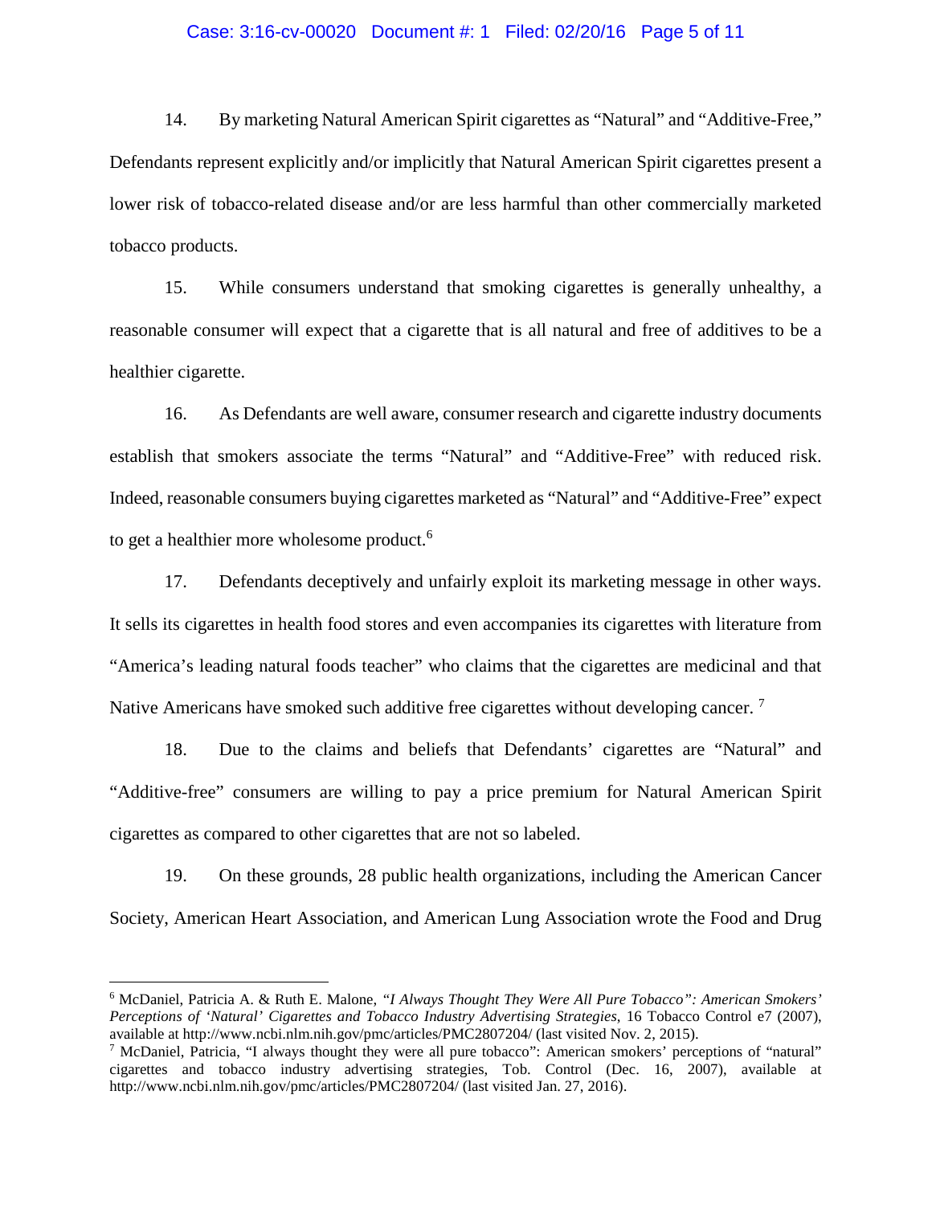14. By marketing Natural American Spirit cigarettes as "Natural" and "Additive-Free," Defendants represent explicitly and/or implicitly that Natural American Spirit cigarettes present a lower risk of tobacco-related disease and/or are less harmful than other commercially marketed tobacco products.

15. While consumers understand that smoking cigarettes is generally unhealthy, a reasonable consumer will expect that a cigarette that is all natural and free of additives to be a healthier cigarette.

16. As Defendants are well aware, consumer research and cigarette industry documents establish that smokers associate the terms "Natural" and "Additive-Free" with reduced risk. Indeed, reasonable consumers buying cigarettes marketed as "Natural" and "Additive-Free" expect to get a healthier more wholesome product.[6]

17. Defendants deceptively and unfairly exploit its marketing message in other ways. It sells its cigarettes in health food stores and even accompanies its cigarettes with literature from "America's leading natural foods teacher" who claims that the cigarettes are medicinal and that Native Americans have smoked such additive free cigarettes without developing cancer. [7]

18. Due to the claims and beliefs that Defendants' cigarettes are "Natural" and "Additive-free" consumers are willing to pay a price premium for Natural American Spirit cigarettes as compared to other cigarettes that are not so labeled.

19. On these grounds, 28 public health organizations, including the American Cancer Society, American Heart Association, and American Lung Association wrote the Food and Drug

---

[6] McDaniel, Patricia A. & Ruth E. Malone, *"I Always Thought They Were All Pure Tobacco": American Smokers' Perceptions of 'Natural' Cigarettes and Tobacco Industry Advertising Strategies*, 16 Tobacco Control e7 (2007), available at http://www.ncbi.nlm.nih.gov/pmc/articles/PMC2807204/ (last visited Nov. 2, 2015).

[7] McDaniel, Patricia, "I always thought they were all pure tobacco": American smokers' perceptions of "natural" cigarettes and tobacco industry advertising strategies, Tob. Control (Dec. 16, 2007), available at http://www.ncbi.nlm.nih.gov/pmc/articles/PMC2807204/ (last visited Jan. 27, 2016).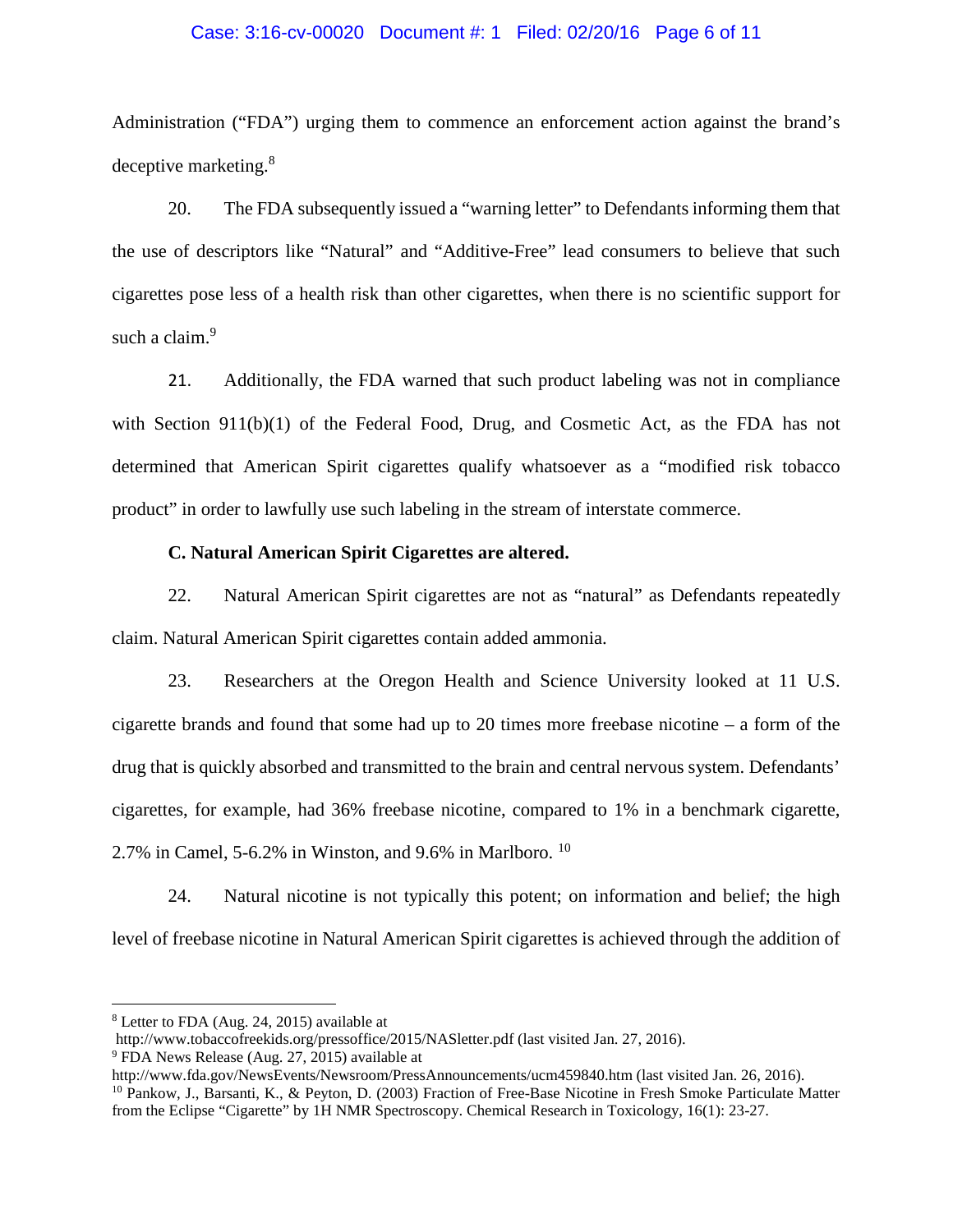Administration ("FDA") urging them to commence an enforcement action against the brand's deceptive marketing.[8]

20. The FDA subsequently issued a "warning letter" to Defendants informing them that the use of descriptors like "Natural" and "Additive-Free" lead consumers to believe that such cigarettes pose less of a health risk than other cigarettes, when there is no scientific support for such a claim.[9]

21. Additionally, the FDA warned that such product labeling was not in compliance with Section 911(b)(1) of the Federal Food, Drug, and Cosmetic Act, as the FDA has not determined that American Spirit cigarettes qualify whatsoever as a "modified risk tobacco product" in order to lawfully use such labeling in the stream of interstate commerce.

**C. Natural American Spirit Cigarettes are altered.**

22. Natural American Spirit cigarettes are not as "natural" as Defendants repeatedly claim. Natural American Spirit cigarettes contain added ammonia.

23. Researchers at the Oregon Health and Science University looked at 11 U.S. cigarette brands and found that some had up to 20 times more freebase nicotine – a form of the drug that is quickly absorbed and transmitted to the brain and central nervous system. Defendants' cigarettes, for example, had 36% freebase nicotine, compared to 1% in a benchmark cigarette, 2.7% in Camel, 5-6.2% in Winston, and 9.6% in Marlboro. [10]

24. Natural nicotine is not typically this potent; on information and belief; the high level of freebase nicotine in Natural American Spirit cigarettes is achieved through the addition of

---

[8] Letter to FDA (Aug. 24, 2015) available at http://www.tobaccofreekids.org/pressoffice/2015/NASletter.pdf (last visited Jan. 27, 2016).

[9] FDA News Release (Aug. 27, 2015) available at http://www.fda.gov/NewsEvents/Newsroom/PressAnnouncements/ucm459840.htm (last visited Jan. 26, 2016).

[10] Pankow, J., Barsanti, K., & Peyton, D. (2003) Fraction of Free-Base Nicotine in Fresh Smoke Particulate Matter from the Eclipse "Cigarette" by 1H NMR Spectroscopy. Chemical Research in Toxicology, 16(1): 23-27.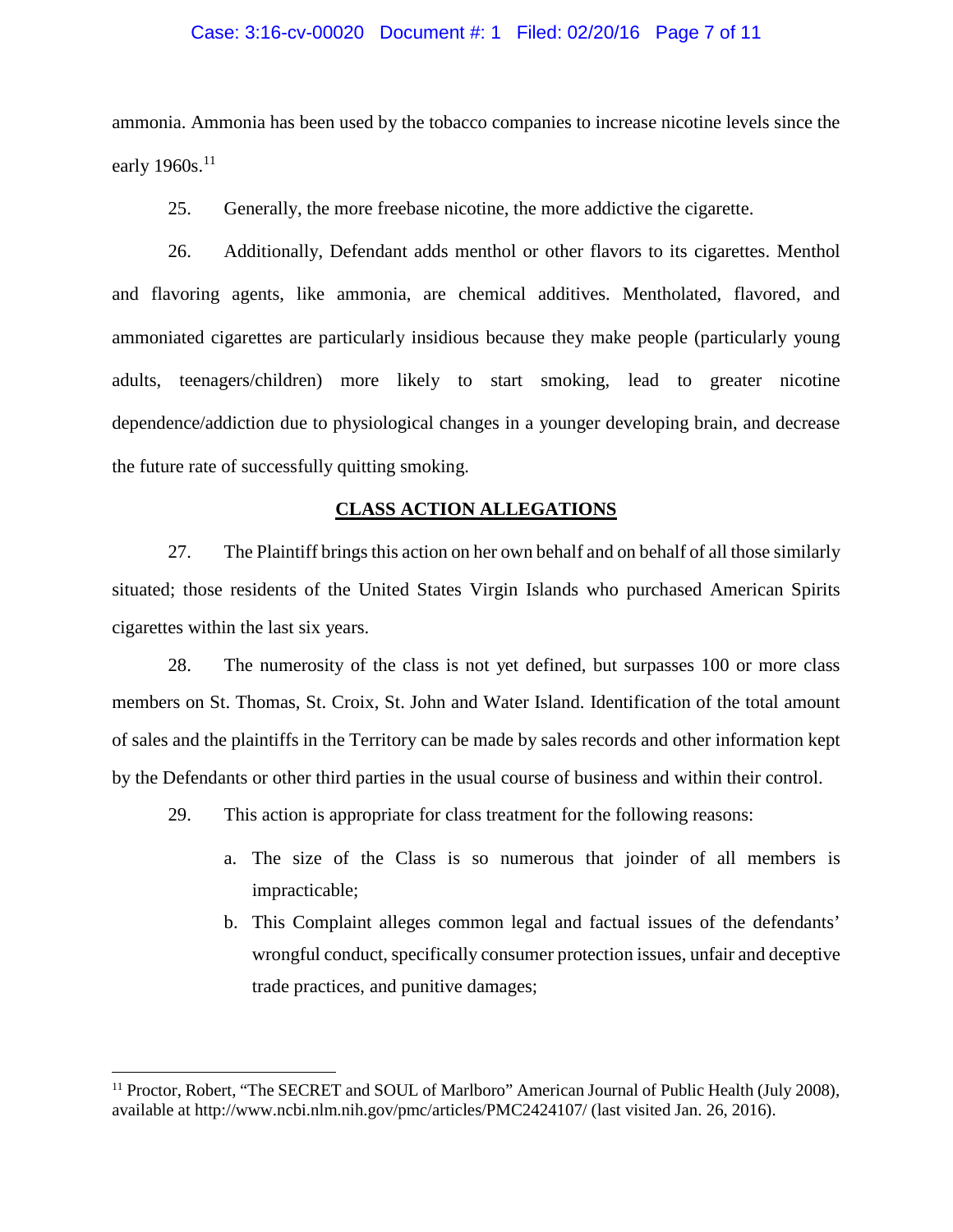ammonia. Ammonia has been used by the tobacco companies to increase nicotine levels since the early 1960s.[11]

25. Generally, the more freebase nicotine, the more addictive the cigarette.

26. Additionally, Defendant adds menthol or other flavors to its cigarettes. Menthol and flavoring agents, like ammonia, are chemical additives. Mentholated, flavored, and ammoniated cigarettes are particularly insidious because they make people (particularly young adults, teenagers/children) more likely to start smoking, lead to greater nicotine dependence/addiction due to physiological changes in a younger developing brain, and decrease the future rate of successfully quitting smoking.

## CLASS ACTION ALLEGATIONS

27. The Plaintiff brings this action on her own behalf and on behalf of all those similarly situated; those residents of the United States Virgin Islands who purchased American Spirits cigarettes within the last six years.

28. The numerosity of the class is not yet defined, but surpasses 100 or more class members on St. Thomas, St. Croix, St. John and Water Island. Identification of the total amount of sales and the plaintiffs in the Territory can be made by sales records and other information kept by the Defendants or other third parties in the usual course of business and within their control.

29. This action is appropriate for class treatment for the following reasons:

a. The size of the Class is so numerous that joinder of all members is impracticable;

b. This Complaint alleges common legal and factual issues of the defendants' wrongful conduct, specifically consumer protection issues, unfair and deceptive trade practices, and punitive damages;

---

[11] Proctor, Robert, "The SECRET and SOUL of Marlboro" American Journal of Public Health (July 2008), available at http://www.ncbi.nlm.nih.gov/pmc/articles/PMC2424107/ (last visited Jan. 26, 2016).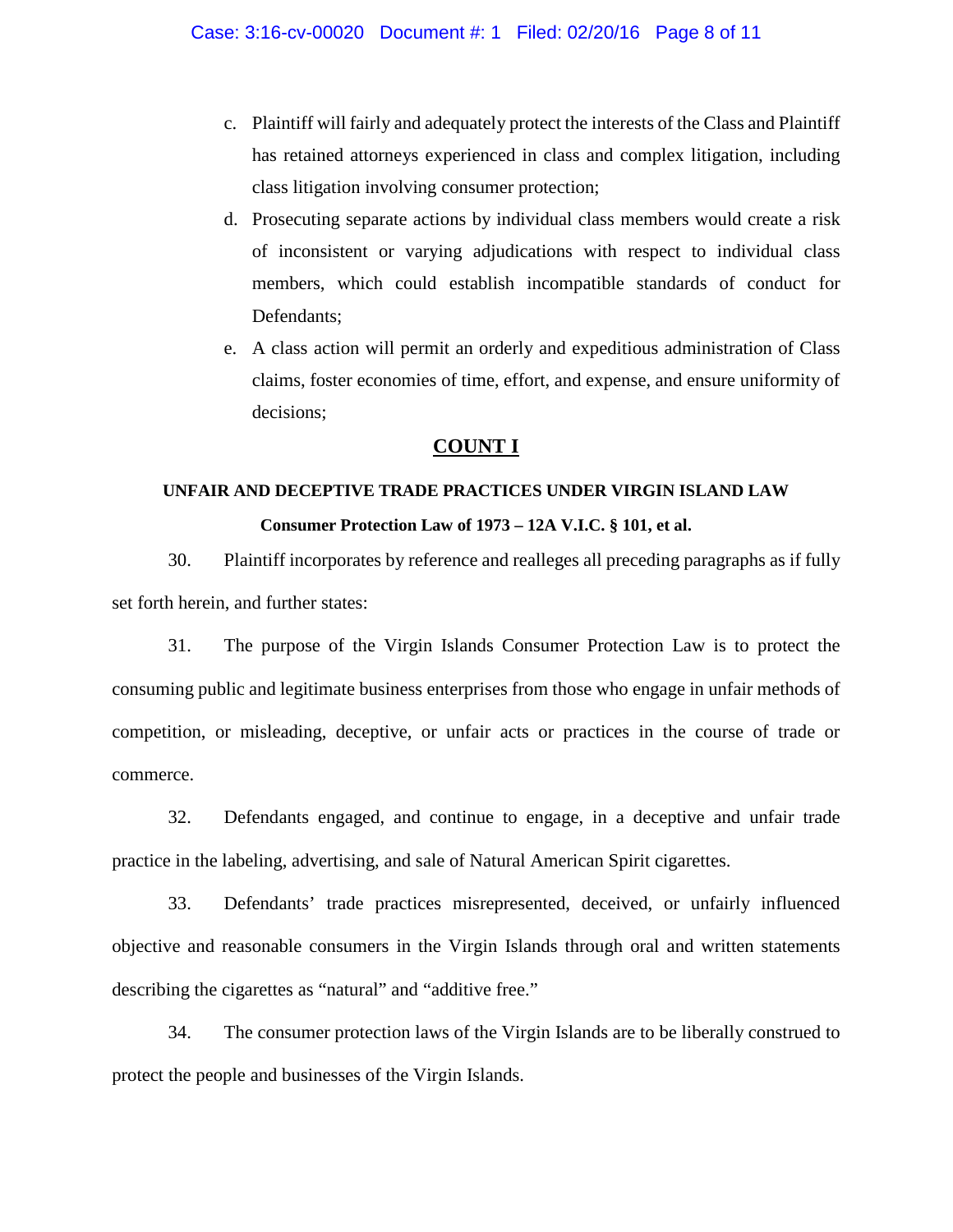c. Plaintiff will fairly and adequately protect the interests of the Class and Plaintiff has retained attorneys experienced in class and complex litigation, including class litigation involving consumer protection;

d. Prosecuting separate actions by individual class members would create a risk of inconsistent or varying adjudications with respect to individual class members, which could establish incompatible standards of conduct for Defendants;

e. A class action will permit an orderly and expeditious administration of Class claims, foster economies of time, effort, and expense, and ensure uniformity of decisions;

## COUNT I

### UNFAIR AND DECEPTIVE TRADE PRACTICES UNDER VIRGIN ISLAND LAW

**Consumer Protection Law of 1973 – 12A V.I.C. § 101, et al.**

30. Plaintiff incorporates by reference and realleges all preceding paragraphs as if fully set forth herein, and further states:

31. The purpose of the Virgin Islands Consumer Protection Law is to protect the consuming public and legitimate business enterprises from those who engage in unfair methods of competition, or misleading, deceptive, or unfair acts or practices in the course of trade or commerce.

32. Defendants engaged, and continue to engage, in a deceptive and unfair trade practice in the labeling, advertising, and sale of Natural American Spirit cigarettes.

33. Defendants' trade practices misrepresented, deceived, or unfairly influenced objective and reasonable consumers in the Virgin Islands through oral and written statements describing the cigarettes as "natural" and "additive free."

34. The consumer protection laws of the Virgin Islands are to be liberally construed to protect the people and businesses of the Virgin Islands.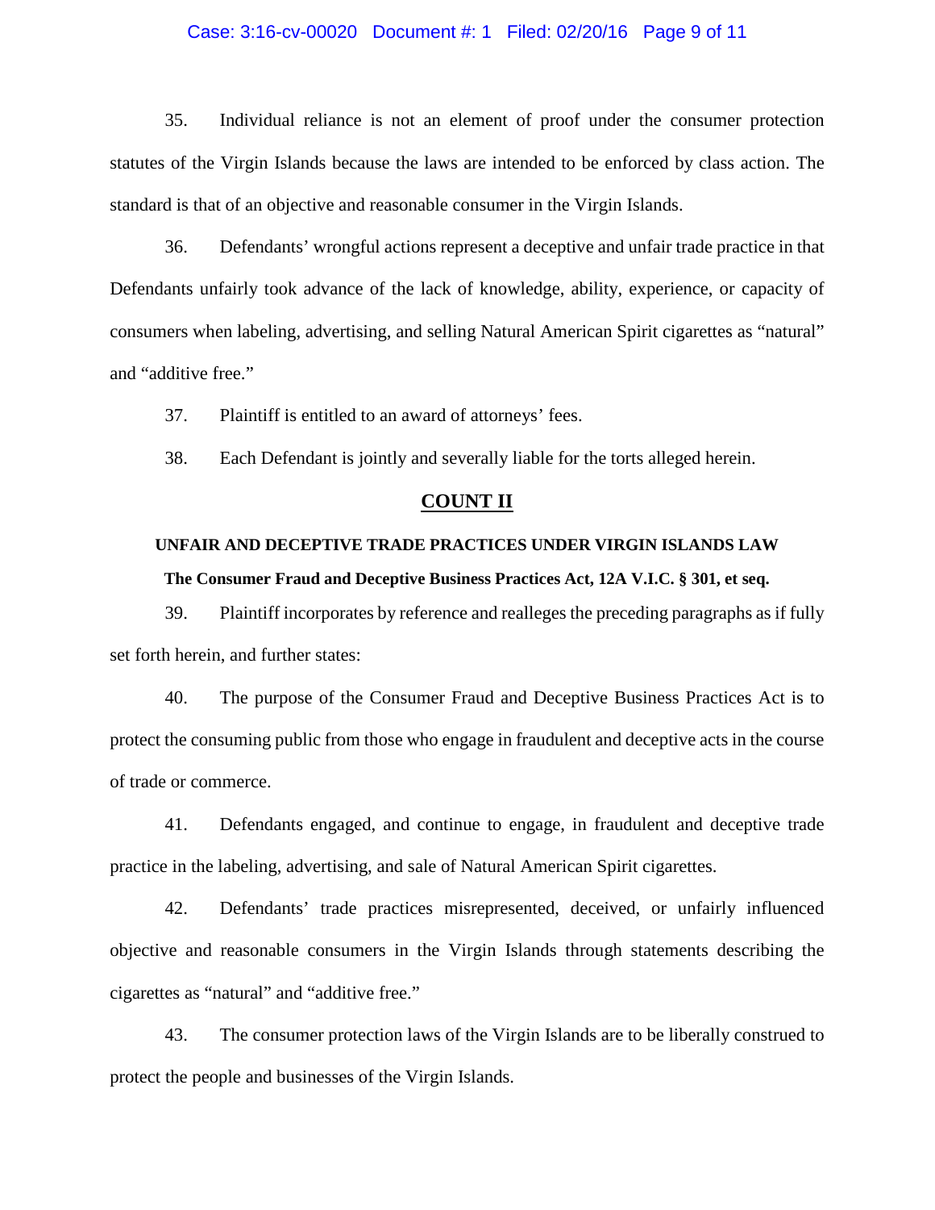35. Individual reliance is not an element of proof under the consumer protection statutes of the Virgin Islands because the laws are intended to be enforced by class action. The standard is that of an objective and reasonable consumer in the Virgin Islands.

36. Defendants' wrongful actions represent a deceptive and unfair trade practice in that Defendants unfairly took advance of the lack of knowledge, ability, experience, or capacity of consumers when labeling, advertising, and selling Natural American Spirit cigarettes as "natural" and "additive free."

37. Plaintiff is entitled to an award of attorneys' fees.

38. Each Defendant is jointly and severally liable for the torts alleged herein.

## COUNT II

### UNFAIR AND DECEPTIVE TRADE PRACTICES UNDER VIRGIN ISLANDS LAW

**The Consumer Fraud and Deceptive Business Practices Act, 12A V.I.C. § 301, et seq.**

39. Plaintiff incorporates by reference and realleges the preceding paragraphs as if fully set forth herein, and further states:

40. The purpose of the Consumer Fraud and Deceptive Business Practices Act is to protect the consuming public from those who engage in fraudulent and deceptive acts in the course of trade or commerce.

41. Defendants engaged, and continue to engage, in fraudulent and deceptive trade practice in the labeling, advertising, and sale of Natural American Spirit cigarettes.

42. Defendants' trade practices misrepresented, deceived, or unfairly influenced objective and reasonable consumers in the Virgin Islands through statements describing the cigarettes as "natural" and "additive free."

43. The consumer protection laws of the Virgin Islands are to be liberally construed to protect the people and businesses of the Virgin Islands.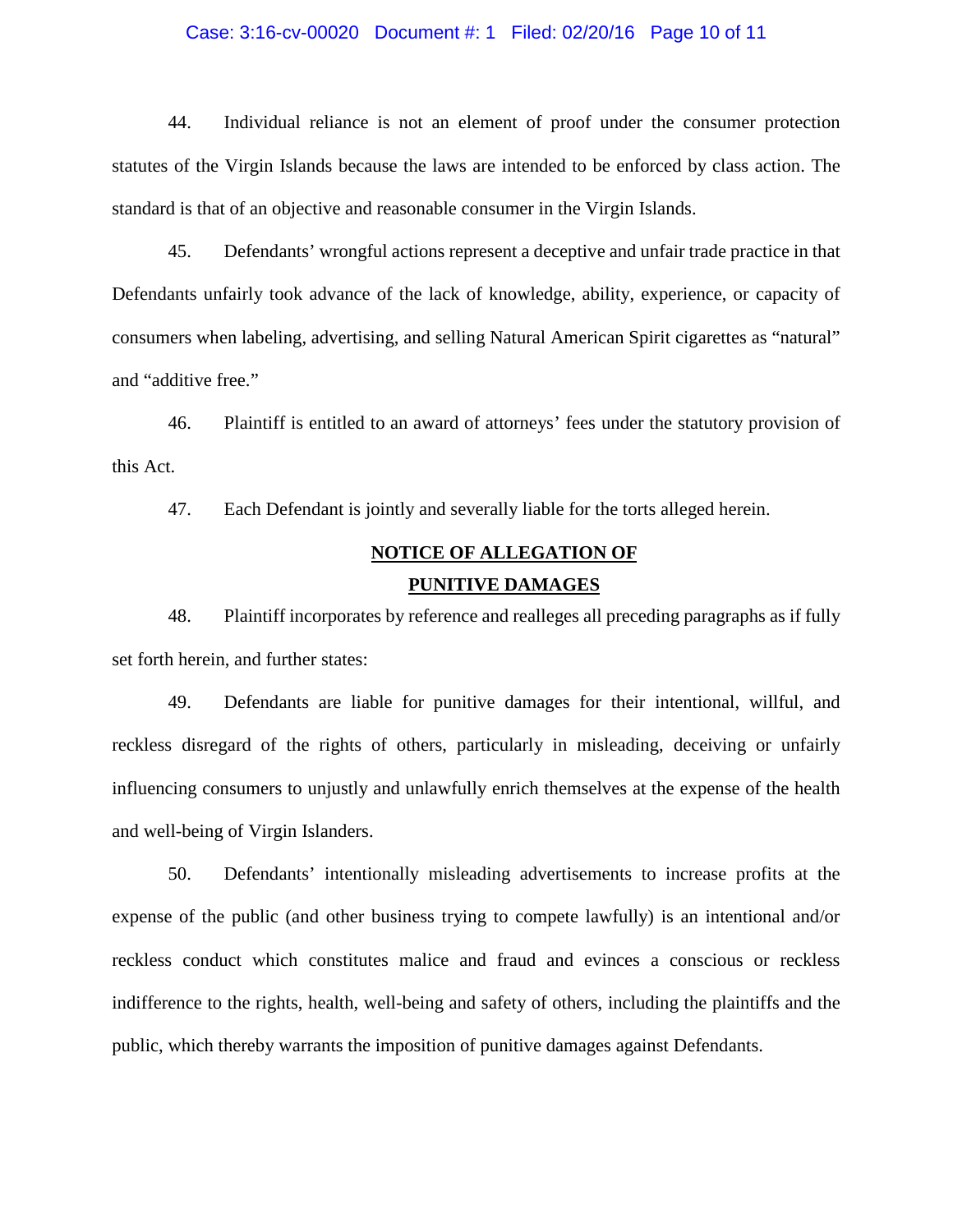44. Individual reliance is not an element of proof under the consumer protection statutes of the Virgin Islands because the laws are intended to be enforced by class action. The standard is that of an objective and reasonable consumer in the Virgin Islands.

45. Defendants' wrongful actions represent a deceptive and unfair trade practice in that Defendants unfairly took advance of the lack of knowledge, ability, experience, or capacity of consumers when labeling, advertising, and selling Natural American Spirit cigarettes as "natural" and "additive free."

46. Plaintiff is entitled to an award of attorneys' fees under the statutory provision of this Act.

47. Each Defendant is jointly and severally liable for the torts alleged herein.

## NOTICE OF ALLEGATION OF PUNITIVE DAMAGES

48. Plaintiff incorporates by reference and realleges all preceding paragraphs as if fully set forth herein, and further states:

49. Defendants are liable for punitive damages for their intentional, willful, and reckless disregard of the rights of others, particularly in misleading, deceiving or unfairly influencing consumers to unjustly and unlawfully enrich themselves at the expense of the health and well-being of Virgin Islanders.

50. Defendants' intentionally misleading advertisements to increase profits at the expense of the public (and other business trying to compete lawfully) is an intentional and/or reckless conduct which constitutes malice and fraud and evinces a conscious or reckless indifference to the rights, health, well-being and safety of others, including the plaintiffs and the public, which thereby warrants the imposition of punitive damages against Defendants.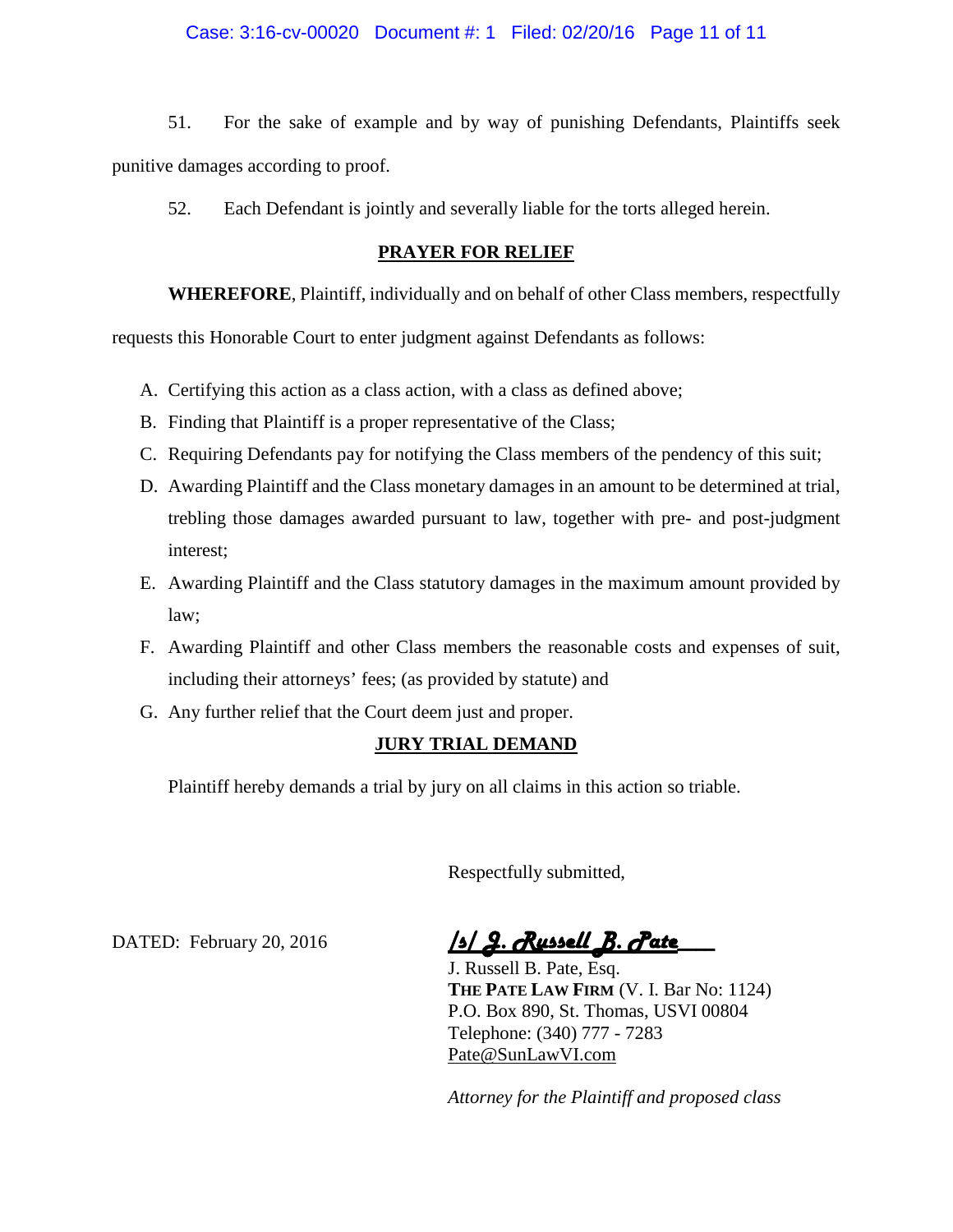51. For the sake of example and by way of punishing Defendants, Plaintiffs seek punitive damages according to proof.

52. Each Defendant is jointly and severally liable for the torts alleged herein.

## PRAYER FOR RELIEF

**WHEREFORE**, Plaintiff, individually and on behalf of other Class members, respectfully requests this Honorable Court to enter judgment against Defendants as follows:

A. Certifying this action as a class action, with a class as defined above;

B. Finding that Plaintiff is a proper representative of the Class;

C. Requiring Defendants pay for notifying the Class members of the pendency of this suit;

D. Awarding Plaintiff and the Class monetary damages in an amount to be determined at trial, trebling those damages awarded pursuant to law, together with pre- and post-judgment interest;

E. Awarding Plaintiff and the Class statutory damages in the maximum amount provided by law;

F. Awarding Plaintiff and other Class members the reasonable costs and expenses of suit, including their attorneys' fees; (as provided by statute) and

G. Any further relief that the Court deem just and proper.

## JURY TRIAL DEMAND

Plaintiff hereby demands a trial by jury on all claims in this action so triable.

Respectfully submitted,

DATED: February 20, 2016

*/s/ J. Russell B. Pate*

J. Russell B. Pate, Esq.
**THE PATE LAW FIRM** (V. I. Bar No: 1124)
P.O. Box 890, St. Thomas, USVI 00804
Telephone: (340) 777 - 7283
Pate@SunLawVI.com

*Attorney for the Plaintiff and proposed class*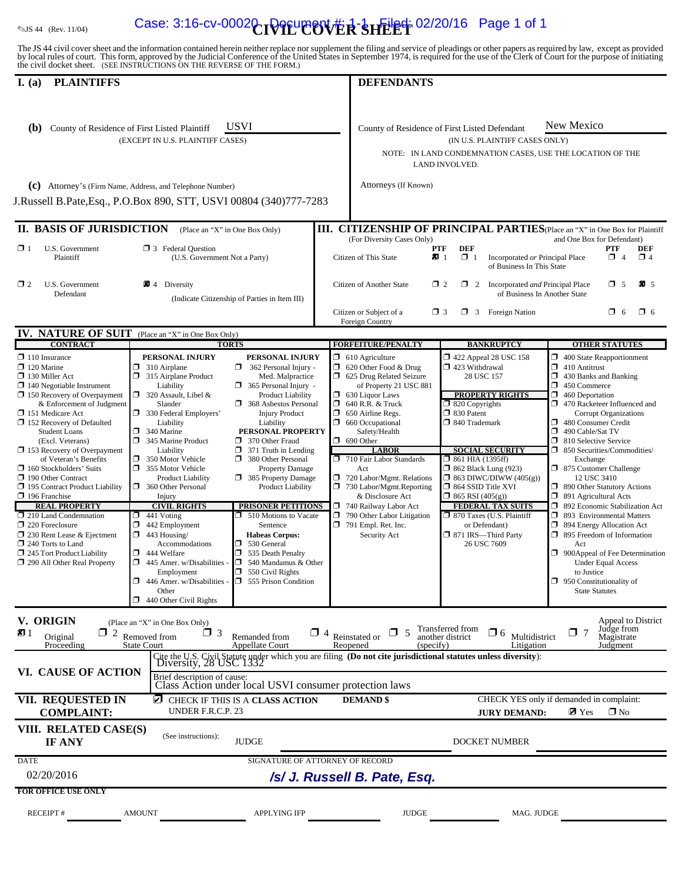JS 44 (Rev. 11/04)

# CIVIL COVER SHEET

The JS 44 civil cover sheet and the information contained herein neither replace nor supplement the filing and service of pleadings or other papers as required by law, except as provided by local rules of court. This form, approved by the Judicial Conference of the United States in September 1974, is required for the use of the Clerk of Court for the purpose of initiating the civil docket sheet. (SEE INSTRUCTIONS ON THE REVERSE OF THE FORM.)

## I. (a) PLAINTIFFS

**(b)** County of Residence of First Listed Plaintiff: USVI
(EXCEPT IN U.S. PLAINTIFF CASES)

**(c)** Attorney's (Firm Name, Address, and Telephone Number)
J.Russell B.Pate,Esq., P.O.Box 890, STT, USVI 00804 (340)777-7283

## DEFENDANTS

County of Residence of First Listed Defendant: New Mexico
(IN U.S. PLAINTIFF CASES ONLY)
NOTE: IN LAND CONDEMNATION CASES, USE THE LOCATION OF THE LAND INVOLVED.

Attorneys (If Known)

## II. BASIS OF JURISDICTION (Place an "X" in One Box Only)

- ☐ 1 U.S. Government Plaintiff
- ☐ 3 Federal Question (U.S. Government Not a Party)
- ☐ 2 U.S. Government Defendant
- ☒ 4 Diversity (Indicate Citizenship of Parties in Item III)

## III. CITIZENSHIP OF PRINCIPAL PARTIES (Place an "X" in One Box for Plaintiff and One Box for Defendant) (For Diversity Cases Only)

| | PTF | DEF | | PTF | DEF |
|---|---|---|---|---|---|
| Citizen of This State | ☒ 1 | ☐ 1 | Incorporated *or* Principal Place of Business In This State | ☐ 4 | ☐ 4 |
| Citizen of Another State | ☐ 2 | ☐ 2 | Incorporated *and* Principal Place of Business In Another State | ☐ 5 | ☒ 5 |
| Citizen or Subject of a Foreign Country | ☐ 3 | ☐ 3 | Foreign Nation | ☐ 6 | ☐ 6 |

## IV. NATURE OF SUIT (Place an "X" in One Box Only)

**CONTRACT**
- ☐ 110 Insurance
- ☐ 120 Marine
- ☐ 130 Miller Act
- ☐ 140 Negotiable Instrument
- ☐ 150 Recovery of Overpayment & Enforcement of Judgment
- ☐ 151 Medicare Act
- ☐ 152 Recovery of Defaulted Student Loans (Excl. Veterans)
- ☐ 153 Recovery of Overpayment of Veteran's Benefits
- ☐ 160 Stockholders' Suits
- ☐ 190 Other Contract
- ☐ 195 Contract Product Liability
- ☐ 196 Franchise

**REAL PROPERTY**
- ☐ 210 Land Condemnation
- ☐ 220 Foreclosure
- ☐ 230 Rent Lease & Ejectment
- ☐ 240 Torts to Land
- ☐ 245 Tort Product Liability
- ☐ 290 All Other Real Property

**TORTS**

PERSONAL INJURY
- ☐ 310 Airplane
- ☐ 315 Airplane Product Liability
- ☐ 320 Assault, Libel & Slander
- ☐ 330 Federal Employers' Liability
- ☐ 340 Marine
- ☐ 345 Marine Product Liability
- ☐ 350 Motor Vehicle
- ☐ 355 Motor Vehicle Product Liability
- ☐ 360 Other Personal Injury

PERSONAL INJURY
- ☐ 362 Personal Injury - Med. Malpractice
- ☐ 365 Personal Injury - Product Liability
- ☐ 368 Asbestos Personal Injury Product Liability

PERSONAL PROPERTY
- ☐ 370 Other Fraud
- ☐ 371 Truth in Lending
- ☐ 380 Other Personal Property Damage
- ☐ 385 Property Damage Product Liability

**CIVIL RIGHTS**
- ☐ 441 Voting
- ☐ 442 Employment
- ☐ 443 Housing/ Accommodations
- ☐ 444 Welfare
- ☐ 445 Amer. w/Disabilities - Employment
- ☐ 446 Amer. w/Disabilities - Other
- ☐ 440 Other Civil Rights

**PRISONER PETITIONS**
- ☐ 510 Motions to Vacate Sentence
- Habeas Corpus:
- ☐ 530 General
- ☐ 535 Death Penalty
- ☐ 540 Mandamus & Other
- ☐ 550 Civil Rights
- ☐ 555 Prison Condition

**FORFEITURE/PENALTY**
- ☐ 610 Agriculture
- ☐ 620 Other Food & Drug
- ☐ 625 Drug Related Seizure of Property 21 USC 881
- ☐ 630 Liquor Laws
- ☐ 640 R.R. & Truck
- ☐ 650 Airline Regs.
- ☐ 660 Occupational Safety/Health
- ☐ 690 Other

**LABOR**
- ☐ 710 Fair Labor Standards Act
- ☐ 720 Labor/Mgmt. Relations
- ☐ 730 Labor/Mgmt.Reporting & Disclosure Act
- ☐ 740 Railway Labor Act
- ☐ 790 Other Labor Litigation
- ☐ 791 Empl. Ret. Inc. Security Act

**BANKRUPTCY**
- ☐ 422 Appeal 28 USC 158
- ☐ 423 Withdrawal 28 USC 157

**PROPERTY RIGHTS**
- ☐ 820 Copyrights
- ☐ 830 Patent
- ☐ 840 Trademark

**SOCIAL SECURITY**
- ☐ 861 HIA (1395ff)
- ☐ 862 Black Lung (923)
- ☐ 863 DIWC/DIWW (405(g))
- ☐ 864 SSID Title XVI
- ☐ 865 RSI (405(g))

**FEDERAL TAX SUITS**
- ☐ 870 Taxes (U.S. Plaintiff or Defendant)
- ☐ 871 IRS—Third Party 26 USC 7609

**OTHER STATUTES**
- ☐ 400 State Reapportionment
- ☐ 410 Antitrust
- ☐ 430 Banks and Banking
- ☐ 450 Commerce
- ☐ 460 Deportation
- ☐ 470 Racketeer Influenced and Corrupt Organizations
- ☐ 480 Consumer Credit
- ☐ 490 Cable/Sat TV
- ☐ 810 Selective Service
- ☐ 850 Securities/Commodities/ Exchange
- ☐ 875 Customer Challenge 12 USC 3410
- ☐ 890 Other Statutory Actions
- ☐ 891 Agricultural Acts
- ☐ 892 Economic Stabilization Act
- ☐ 893 Environmental Matters
- ☐ 894 Energy Allocation Act
- ☐ 895 Freedom of Information Act
- ☐ 900Appeal of Fee Determination Under Equal Access to Justice
- ☐ 950 Constitutionality of State Statutes

## V. ORIGIN (Place an "X" in One Box Only)

- ☒ 1 Original Proceeding
- ☐ 2 Removed from State Court
- ☐ 3 Remanded from Appellate Court
- ☐ 4 Reinstated or Reopened
- ☐ 5 Transferred from another district (specify)
- ☐ 6 Multidistrict Litigation
- ☐ 7 Appeal to District Judge from Magistrate Judgment

## VI. CAUSE OF ACTION

Cite the U.S. Civil Statute under which you are filing (**Do not cite jurisdictional statutes unless diversity**):
Diversity, 28 USC 1332

Brief description of cause:
Class Action under local USVI consumer protection laws

## VII. REQUESTED IN COMPLAINT:

☑ CHECK IF THIS IS A CLASS ACTION UNDER F.R.C.P. 23

**DEMAND $**

CHECK YES only if demanded in complaint:
**JURY DEMAND:** ☒ Yes ☐ No

## VIII. RELATED CASE(S) IF ANY

(See instructions): JUDGE DOCKET NUMBER

DATE: 02/20/2016

SIGNATURE OF ATTORNEY OF RECORD: */s/ J. Russell B. Pate, Esq.*

**FOR OFFICE USE ONLY**

RECEIPT # AMOUNT APPLYING IFP JUDGE MAG. JUDGE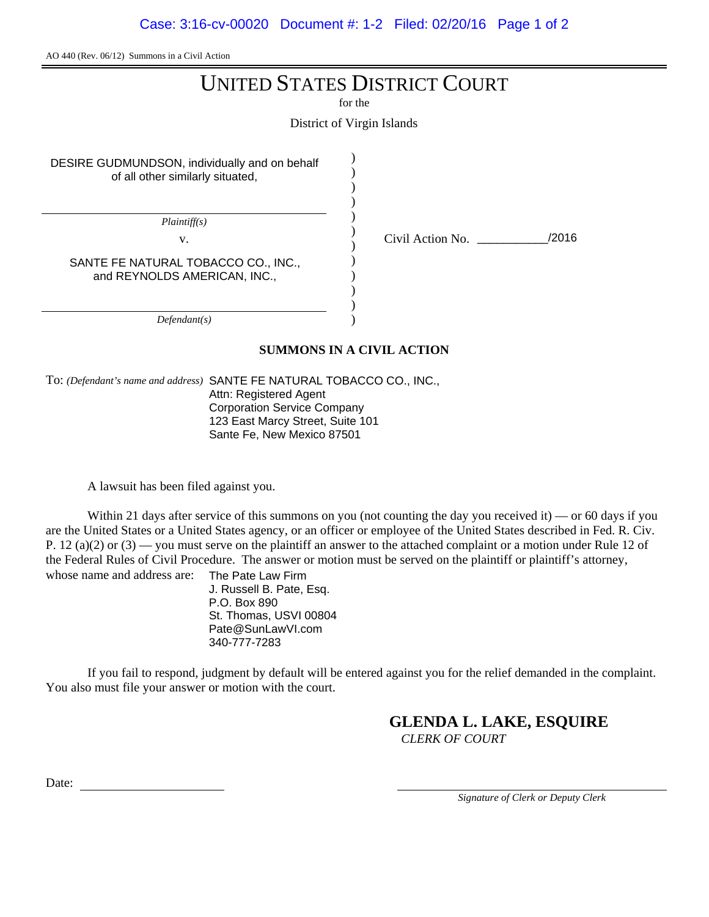AO 440 (Rev. 06/12) Summons in a Civil Action

# UNITED STATES DISTRICT COURT

for the

District of Virgin Islands

| | | |
|---|---|---|
| DESIRE GUDMUNDSON, individually and on behalf of all other similarly situated, | ) | |
| *Plaintiff(s)* | ) | |
| v. | ) | Civil Action No. ___________/2016 |
| SANTE FE NATURAL TOBACCO CO., INC., and REYNOLDS AMERICAN, INC., | ) | |
| *Defendant(s)* | ) | |

**SUMMONS IN A CIVIL ACTION**

To: *(Defendant's name and address)* SANTE FE NATURAL TOBACCO CO., INC.,
Attn: Registered Agent
Corporation Service Company
123 East Marcy Street, Suite 101
Sante Fe, New Mexico 87501

A lawsuit has been filed against you.

Within 21 days after service of this summons on you (not counting the day you received it) — or 60 days if you are the United States or a United States agency, or an officer or employee of the United States described in Fed. R. Civ. P. 12 (a)(2) or (3) — you must serve on the plaintiff an answer to the attached complaint or a motion under Rule 12 of the Federal Rules of Civil Procedure. The answer or motion must be served on the plaintiff or plaintiff's attorney, whose name and address are:

The Pate Law Firm
J. Russell B. Pate, Esq.
P.O. Box 890
St. Thomas, USVI 00804
Pate@SunLawVI.com
340-777-7283

If you fail to respond, judgment by default will be entered against you for the relief demanded in the complaint. You also must file your answer or motion with the court.

**GLENDA L. LAKE, ESQUIRE**
*CLERK OF COURT*

Date: ____________________

____________________
*Signature of Clerk or Deputy Clerk*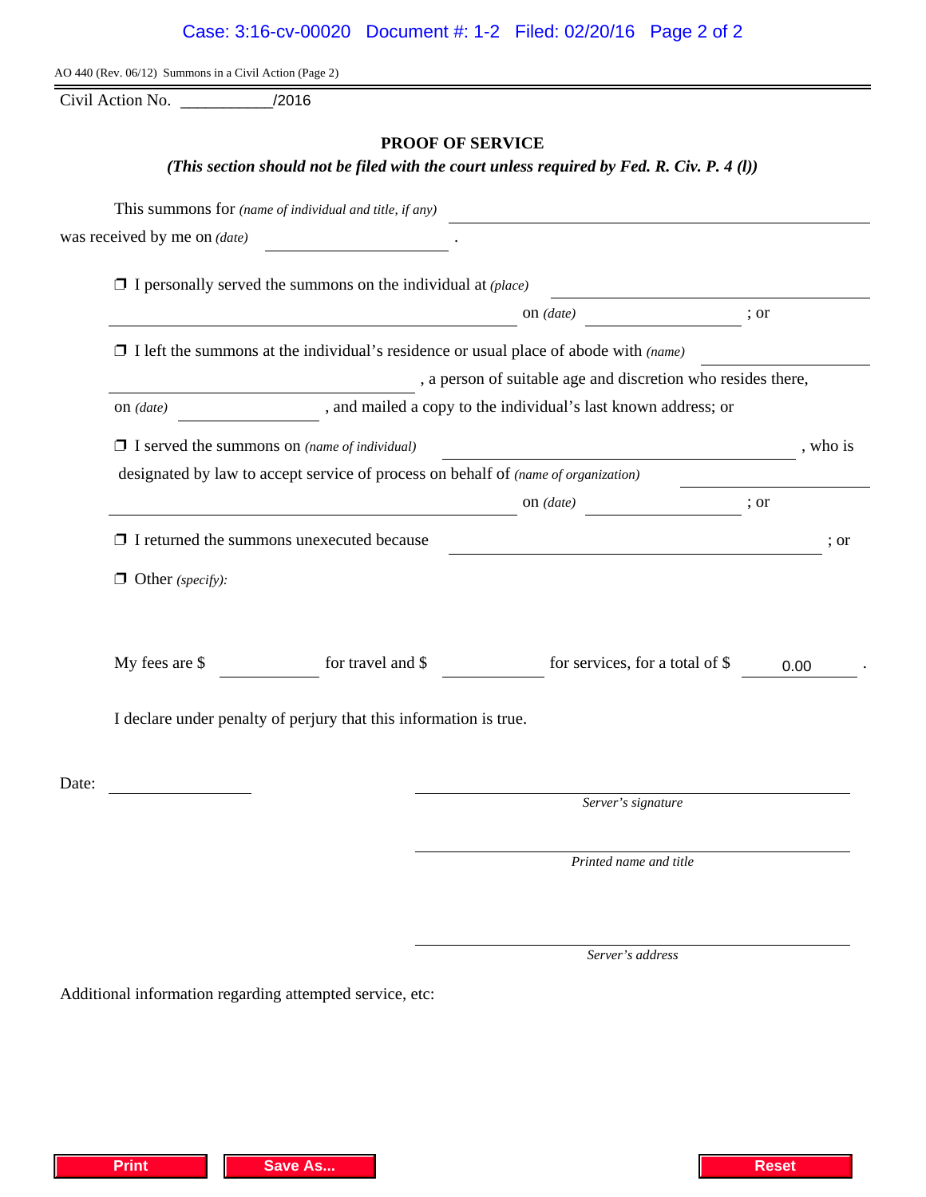AO 440 (Rev. 06/12) Summons in a Civil Action (Page 2)

Civil Action No. ___________/2016

## PROOF OF SERVICE

***(This section should not be filed with the court unless required by Fed. R. Civ. P. 4 (l))***

This summons for *(name of individual and title, if any)* ______________________________

was received by me on *(date)* ____________________ .

❒ I personally served the summons on the individual at *(place)* ______________________________

______________________________ on *(date)* ____________________ ; or

❒ I left the summons at the individual's residence or usual place of abode with *(name)* ____________________

______________________________ , a person of suitable age and discretion who resides there,

on *(date)* ____________________ , and mailed a copy to the individual's last known address; or

❒ I served the summons on *(name of individual)* ______________________________ , who is

designated by law to accept service of process on behalf of *(name of organization)* ____________________

______________________________ on *(date)* ____________________ ; or

❒ I returned the summons unexecuted because ______________________________ ; or

❒ Other *(specify)*:

My fees are $ __________ for travel and $ __________ for services, for a total of $ 0.00 .

I declare under penalty of perjury that this information is true.

Date: ____________________

______________________________
*Server's signature*

______________________________
*Printed name and title*

______________________________
*Server's address*

Additional information regarding attempted service, etc:

Print | Save As... | Reset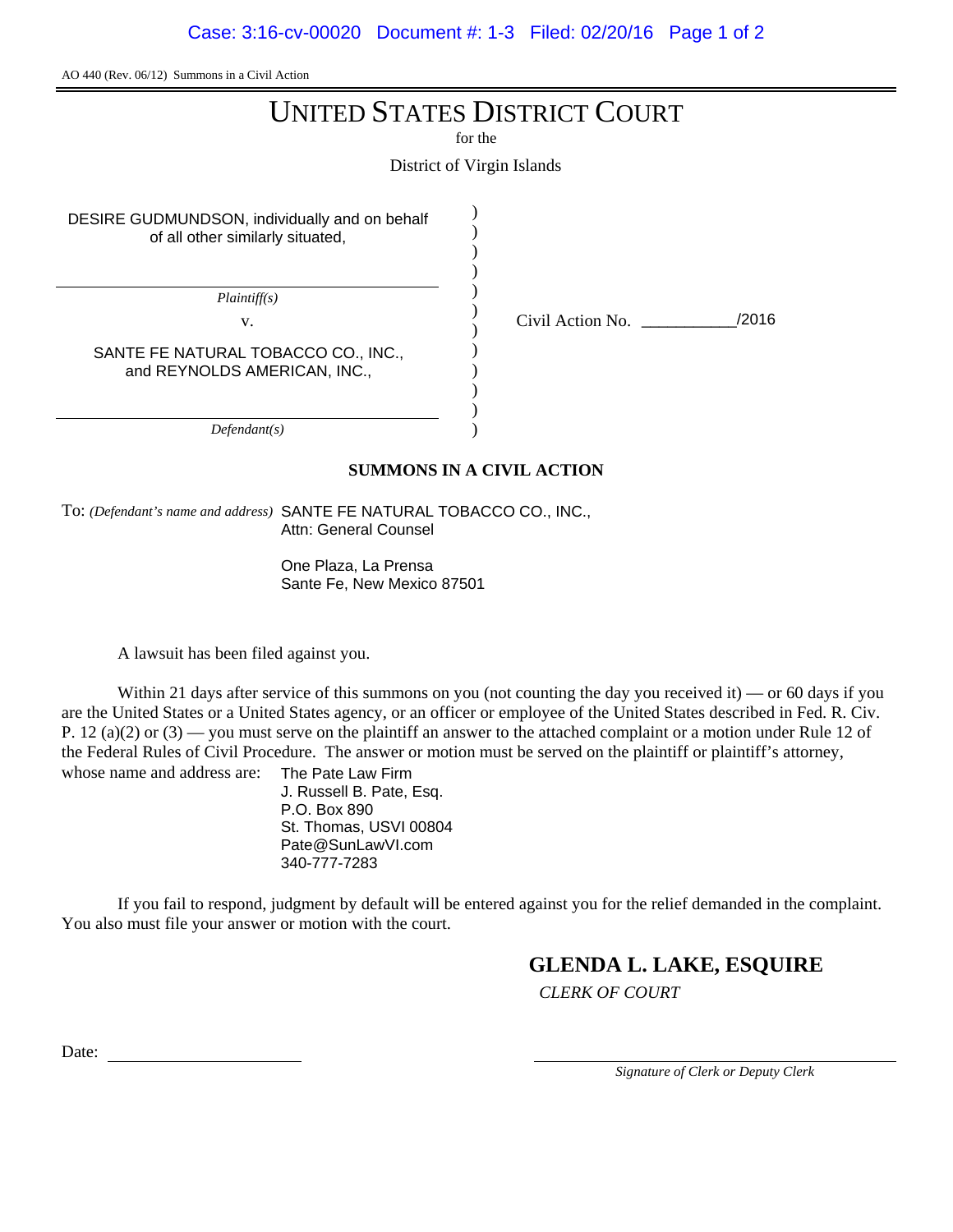AO 440 (Rev. 06/12) Summons in a Civil Action

# UNITED STATES DISTRICT COURT

for the

District of Virgin Islands

| | | |
|---|---|---|
| DESIRE GUDMUNDSON, individually and on behalf of all other similarly situated, *Plaintiff(s)* | ) | |
| v. | ) | Civil Action No. ___________/2016 |
| SANTE FE NATURAL TOBACCO CO., INC., and REYNOLDS AMERICAN, INC., *Defendant(s)* | ) | |

**SUMMONS IN A CIVIL ACTION**

To: *(Defendant's name and address)* SANTE FE NATURAL TOBACCO CO., INC.,
Attn: General Counsel

One Plaza, La Prensa
Sante Fe, New Mexico 87501

A lawsuit has been filed against you.

Within 21 days after service of this summons on you (not counting the day you received it) — or 60 days if you are the United States or a United States agency, or an officer or employee of the United States described in Fed. R. Civ. P. 12 (a)(2) or (3) — you must serve on the plaintiff an answer to the attached complaint or a motion under Rule 12 of the Federal Rules of Civil Procedure. The answer or motion must be served on the plaintiff or plaintiff's attorney, whose name and address are:

The Pate Law Firm
J. Russell B. Pate, Esq.
P.O. Box 890
St. Thomas, USVI 00804
Pate@SunLawVI.com
340-777-7283

If you fail to respond, judgment by default will be entered against you for the relief demanded in the complaint. You also must file your answer or motion with the court.

**GLENDA L. LAKE, ESQUIRE**
*CLERK OF COURT*

Date: ______________________

______________________________
*Signature of Clerk or Deputy Clerk*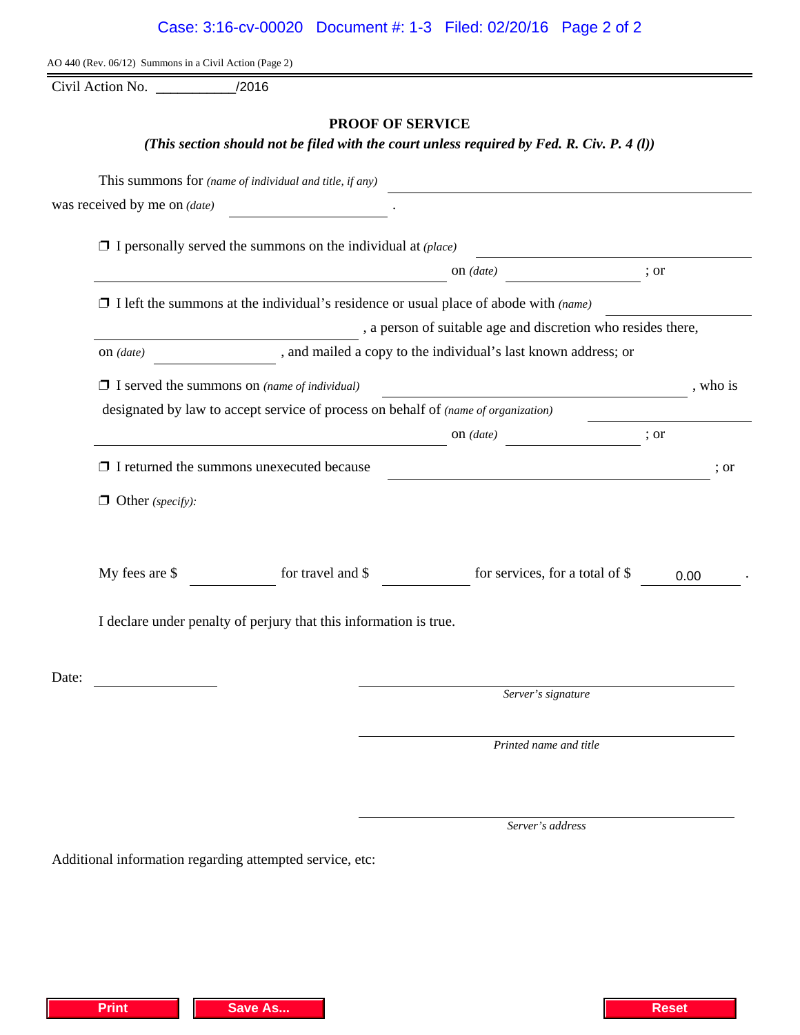AO 440 (Rev. 06/12) Summons in a Civil Action (Page 2)

Civil Action No. ___________/2016

## PROOF OF SERVICE

***(This section should not be filed with the court unless required by Fed. R. Civ. P. 4 (l))***

This summons for *(name of individual and title, if any)* ______________________________
was received by me on *(date)* ______________ .

❒ I personally served the summons on the individual at *(place)* ______________________________
______________________________ on *(date)* ______________ ; or

❒ I left the summons at the individual's residence or usual place of abode with *(name)* ______________
______________________________ , a person of suitable age and discretion who resides there,
on *(date)* ______________ , and mailed a copy to the individual's last known address; or

❒ I served the summons on *(name of individual)* ______________________________ , who is
designated by law to accept service of process on behalf of *(name of organization)* ______________
______________________________ on *(date)* ______________ ; or

❒ I returned the summons unexecuted because ______________________________ ; or

❒ Other *(specify)*:

My fees are $ __________ for travel and $ __________ for services, for a total of $ 0.00 .

I declare under penalty of perjury that this information is true.

Date: ______________

______________________________
*Server's signature*

______________________________
*Printed name and title*

______________________________
*Server's address*

Additional information regarding attempted service, etc: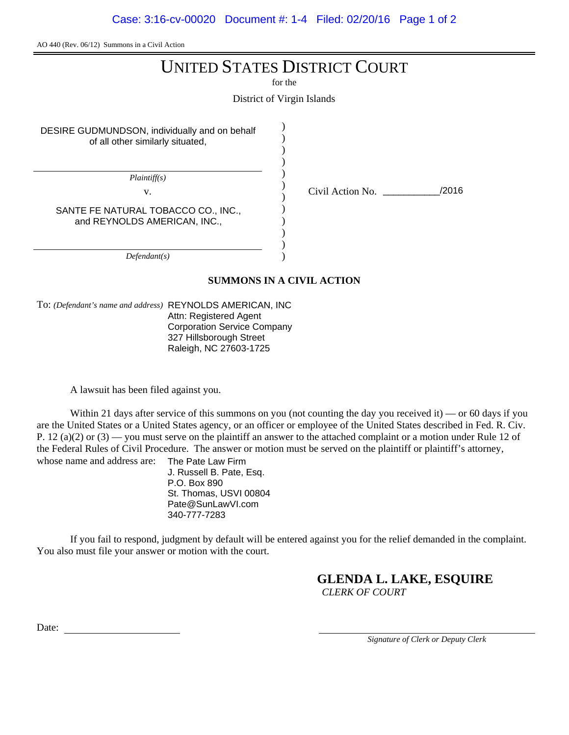AO 440 (Rev. 06/12) Summons in a Civil Action

# UNITED STATES DISTRICT COURT

for the

District of Virgin Islands

DESIRE GUDMUNDSON, individually and on behalf of all other similarly situated,

*Plaintiff(s)*

v.

SANTE FE NATURAL TOBACCO CO., INC., and REYNOLDS AMERICAN, INC.,

*Defendant(s)*

Civil Action No. ___________/2016

## SUMMONS IN A CIVIL ACTION

To: *(Defendant's name and address)* REYNOLDS AMERICAN, INC
Attn: Registered Agent
Corporation Service Company
327 Hillsborough Street
Raleigh, NC 27603-1725

A lawsuit has been filed against you.

Within 21 days after service of this summons on you (not counting the day you received it) — or 60 days if you are the United States or a United States agency, or an officer or employee of the United States described in Fed. R. Civ. P. 12 (a)(2) or (3) — you must serve on the plaintiff an answer to the attached complaint or a motion under Rule 12 of the Federal Rules of Civil Procedure. The answer or motion must be served on the plaintiff or plaintiff's attorney, whose name and address are:

The Pate Law Firm
J. Russell B. Pate, Esq.
P.O. Box 890
St. Thomas, USVI 00804
Pate@SunLawVI.com
340-777-7283

If you fail to respond, judgment by default will be entered against you for the relief demanded in the complaint. You also must file your answer or motion with the court.

**GLENDA L. LAKE, ESQUIRE**
*CLERK OF COURT*

Date: ______________________

______________________
*Signature of Clerk or Deputy Clerk*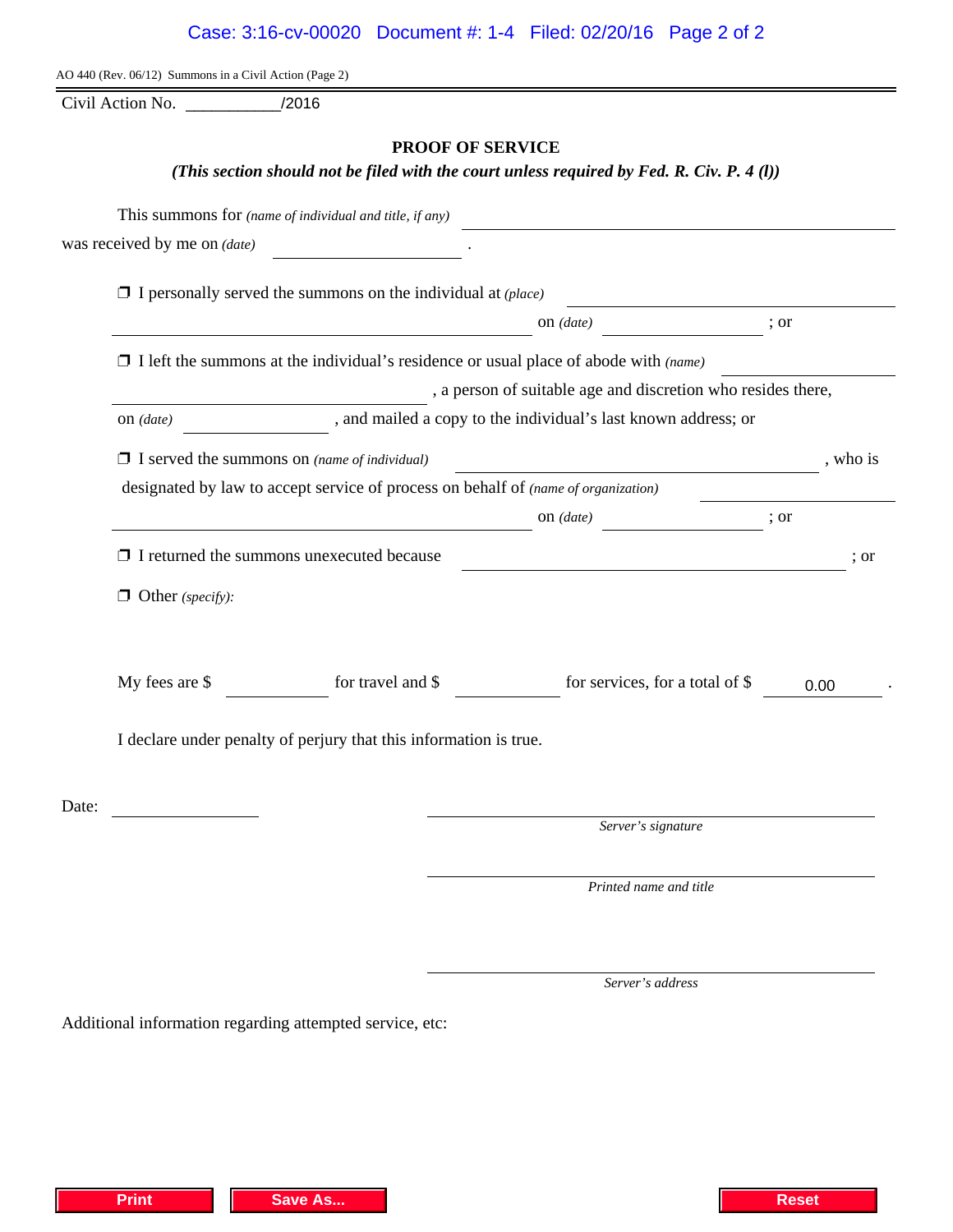AO 440 (Rev. 06/12) Summons in a Civil Action (Page 2)

Civil Action No. ___________/2016

## PROOF OF SERVICE

***(This section should not be filed with the court unless required by Fed. R. Civ. P. 4 (l))***

This summons for *(name of individual and title, if any)* ______________________________
was received by me on *(date)* ______________ .

❒ I personally served the summons on the individual at *(place)* ______________________________
______________________________ on *(date)* ______________ ; or

❒ I left the summons at the individual's residence or usual place of abode with *(name)* ______________
______________________________ , a person of suitable age and discretion who resides there,
on *(date)* ______________ , and mailed a copy to the individual's last known address; or

❒ I served the summons on *(name of individual)* ______________________________ , who is
designated by law to accept service of process on behalf of *(name of organization)* ______________
______________________________ on *(date)* ______________ ; or

❒ I returned the summons unexecuted because ______________________________ ; or

❒ Other *(specify)*:

My fees are $ __________ for travel and $ __________ for services, for a total of $ 0.00 .

I declare under penalty of perjury that this information is true.

Date: ______________

______________________________
*Server's signature*

______________________________
*Printed name and title*

______________________________
*Server's address*

Additional information regarding attempted service, etc:

Print | Save As... | Reset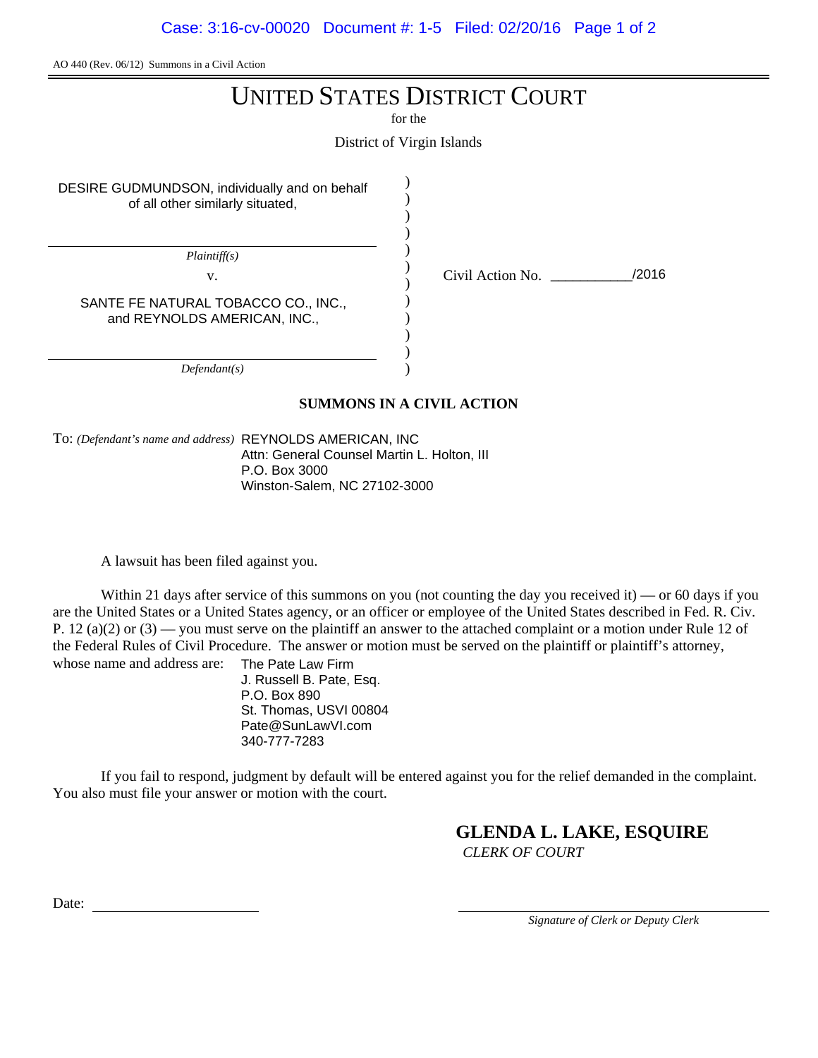AO 440 (Rev. 06/12) Summons in a Civil Action

# UNITED STATES DISTRICT COURT

for the

District of Virgin Islands

| | | |
|---|---|---|
| DESIRE GUDMUNDSON, individually and on behalf of all other similarly situated, | ) | |
| *Plaintiff(s)* | ) | |
| v. | ) | Civil Action No. __________/2016 |
| SANTE FE NATURAL TOBACCO CO., INC., and REYNOLDS AMERICAN, INC., | ) | |
| *Defendant(s)* | ) | |

**SUMMONS IN A CIVIL ACTION**

To: *(Defendant's name and address)* REYNOLDS AMERICAN, INC
Attn: General Counsel Martin L. Holton, III
P.O. Box 3000
Winston-Salem, NC 27102-3000

A lawsuit has been filed against you.

Within 21 days after service of this summons on you (not counting the day you received it) — or 60 days if you are the United States or a United States agency, or an officer or employee of the United States described in Fed. R. Civ. P. 12 (a)(2) or (3) — you must serve on the plaintiff an answer to the attached complaint or a motion under Rule 12 of the Federal Rules of Civil Procedure. The answer or motion must be served on the plaintiff or plaintiff's attorney, whose name and address are:

The Pate Law Firm
J. Russell B. Pate, Esq.
P.O. Box 890
St. Thomas, USVI 00804
Pate@SunLawVI.com
340-777-7283

If you fail to respond, judgment by default will be entered against you for the relief demanded in the complaint. You also must file your answer or motion with the court.

**GLENDA L. LAKE, ESQUIRE**
*CLERK OF COURT*

Date: ____________________

____________________
*Signature of Clerk or Deputy Clerk*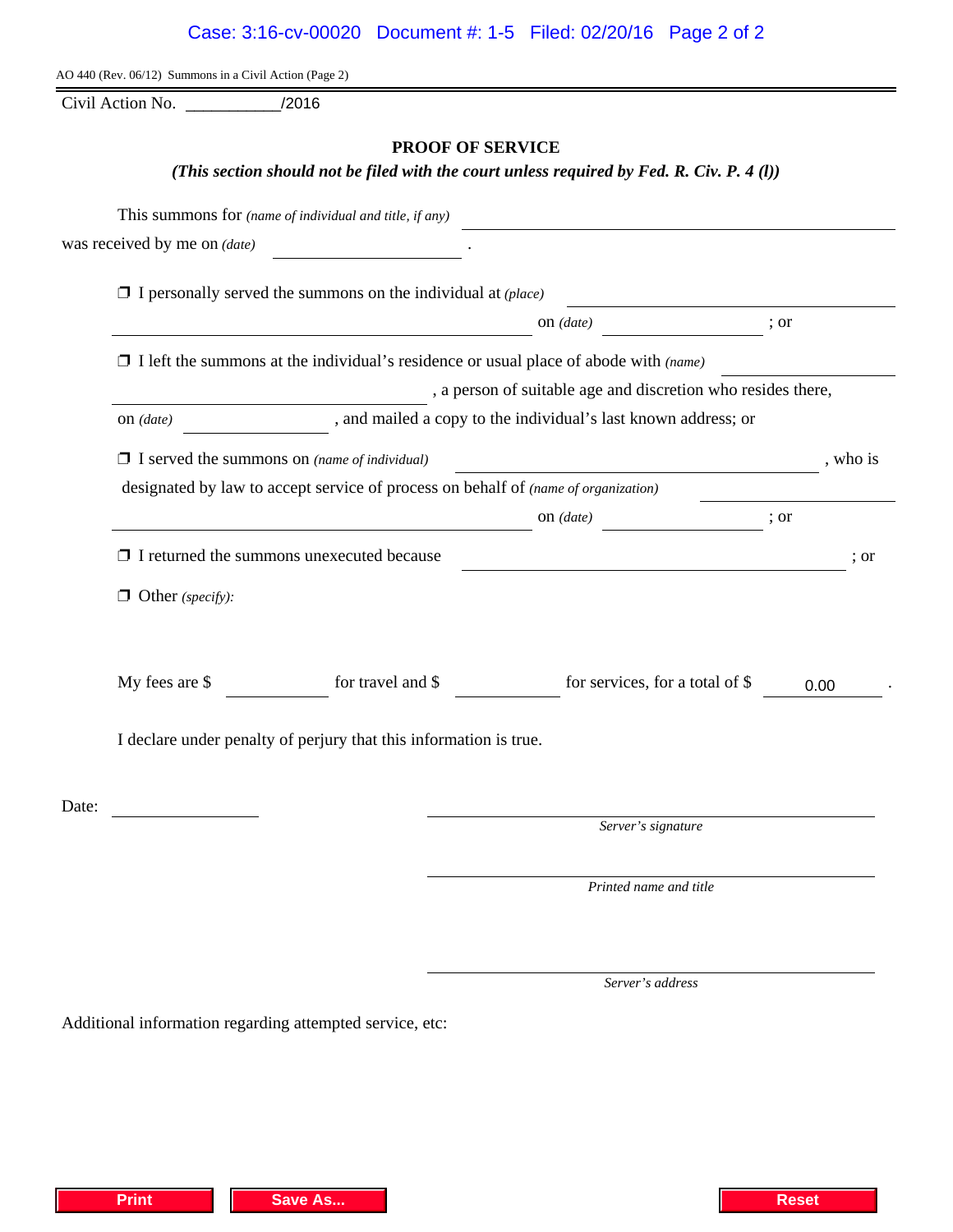AO 440 (Rev. 06/12) Summons in a Civil Action (Page 2)

Civil Action No. ___________/2016

## PROOF OF SERVICE

***(This section should not be filed with the court unless required by Fed. R. Civ. P. 4 (l))***

This summons for *(name of individual and title, if any)* ______________________________

was received by me on *(date)* ______________ .

❒ I personally served the summons on the individual at *(place)* ______________________________

______________________________ on *(date)* ______________ ; or

❒ I left the summons at the individual's residence or usual place of abode with *(name)* ______________

______________________________ , a person of suitable age and discretion who resides there,

on *(date)* ______________ , and mailed a copy to the individual's last known address; or

❒ I served the summons on *(name of individual)* ______________________________ , who is

designated by law to accept service of process on behalf of *(name of organization)* ______________

______________________________ on *(date)* ______________ ; or

❒ I returned the summons unexecuted because ______________________________ ; or

❒ Other *(specify)*:

My fees are $ __________ for travel and $ __________ for services, for a total of $ 0.00 .

I declare under penalty of perjury that this information is true.

Date: ______________

______________________________
*Server's signature*

______________________________
*Printed name and title*

______________________________
*Server's address*

Additional information regarding attempted service, etc:

Print | Save As... | Reset